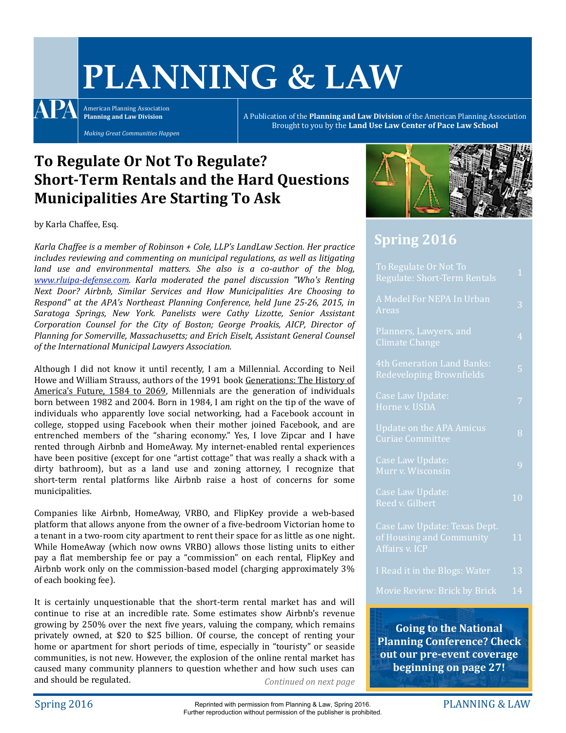# PLANNING & LAW

American Planning Association
**Planning and Law Division**

*Making Great Communities Happen*

A Publication of the **Planning and Law Division** of the American Planning Association
Brought to you by the **Land Use Law Center of Pace Law School**

## To Regulate Or Not To Regulate? Short-Term Rentals and the Hard Questions Municipalities Are Starting To Ask

by Karla Chaffee, Esq.

*Karla Chaffee is a member of Robinson + Cole, LLP's LandLaw Section. Her practice includes reviewing and commenting on municipal regulations, as well as litigating land use and environmental matters. She also is a co-author of the blog, www.rluipa-defense.com. Karla moderated the panel discussion "Who's Renting Next Door? Airbnb, Similar Services and How Municipalities Are Choosing to Respond" at the APA's Northeast Planning Conference, held June 25-26, 2015, in Saratoga Springs, New York. Panelists were Cathy Lizotte, Senior Assistant Corporation Counsel for the City of Boston; George Proakis, AICP, Director of Planning for Somerville, Massachusetts; and Erich Eiselt, Assistant General Counsel of the International Municipal Lawyers Association.*

Although I did not know it until recently, I am a Millennial. According to Neil Howe and William Strauss, authors of the 1991 book Generations: The History of America's Future, 1584 to 2069, Millennials are the generation of individuals born between 1982 and 2004. Born in 1984, I am right on the tip of the wave of individuals who apparently love social networking, had a Facebook account in college, stopped using Facebook when their mother joined Facebook, and are entrenched members of the "sharing economy." Yes, I love Zipcar and I have rented through Airbnb and HomeAway. My internet-enabled rental experiences have been positive (except for one "artist cottage" that was really a shack with a dirty bathroom), but as a land use and zoning attorney, I recognize that short-term rental platforms like Airbnb raise a host of concerns for some municipalities.

Companies like Airbnb, HomeAway, VRBO, and FlipKey provide a web-based platform that allows anyone from the owner of a five-bedroom Victorian home to a tenant in a two-room city apartment to rent their space for as little as one night. While HomeAway (which now owns VRBO) allows those listing units to either pay a flat membership fee or pay a "commission" on each rental, FlipKey and Airbnb work only on the commission-based model (charging approximately 3% of each booking fee).

It is certainly unquestionable that the short-term rental market has and will continue to rise at an incredible rate. Some estimates show Airbnb's revenue growing by 250% over the next five years, valuing the company, which remains privately owned, at $20 to $25 billion. Of course, the concept of renting your home or apartment for short periods of time, especially in "touristy" or seaside communities, is not new. However, the explosion of the online rental market has caused many community planners to question whether and how such uses can and should be regulated.

*Continued on next page*

## Spring 2016

| | |
|---|---|
| To Regulate Or Not To Regulate: Short-Term Rentals | 1 |
| A Model For NEPA In Urban Areas | 3 |
| Planners, Lawyers, and Climate Change | 4 |
| 4th Generation Land Banks: Redeveloping Brownfields | 5 |
| Case Law Update: Horne v. USDA | 7 |
| Update on the APA Amicus Curiae Committee | 8 |
| Case Law Update: Murr v. Wisconsin | 9 |
| Case Law Update: Reed v. Gilbert | 10 |
| Case Law Update: Texas Dept. of Housing and Community Affairs v. ICP | 11 |
| I Read it in the Blogs: Water | 13 |
| Movie Review: Brick by Brick | 14 |

**Going to the National Planning Conference? Check out our pre-event coverage beginning on page 27!**

Reprinted with permission from Planning & Law, Spring 2016.
Further reproduction without permission of the publisher is prohibited.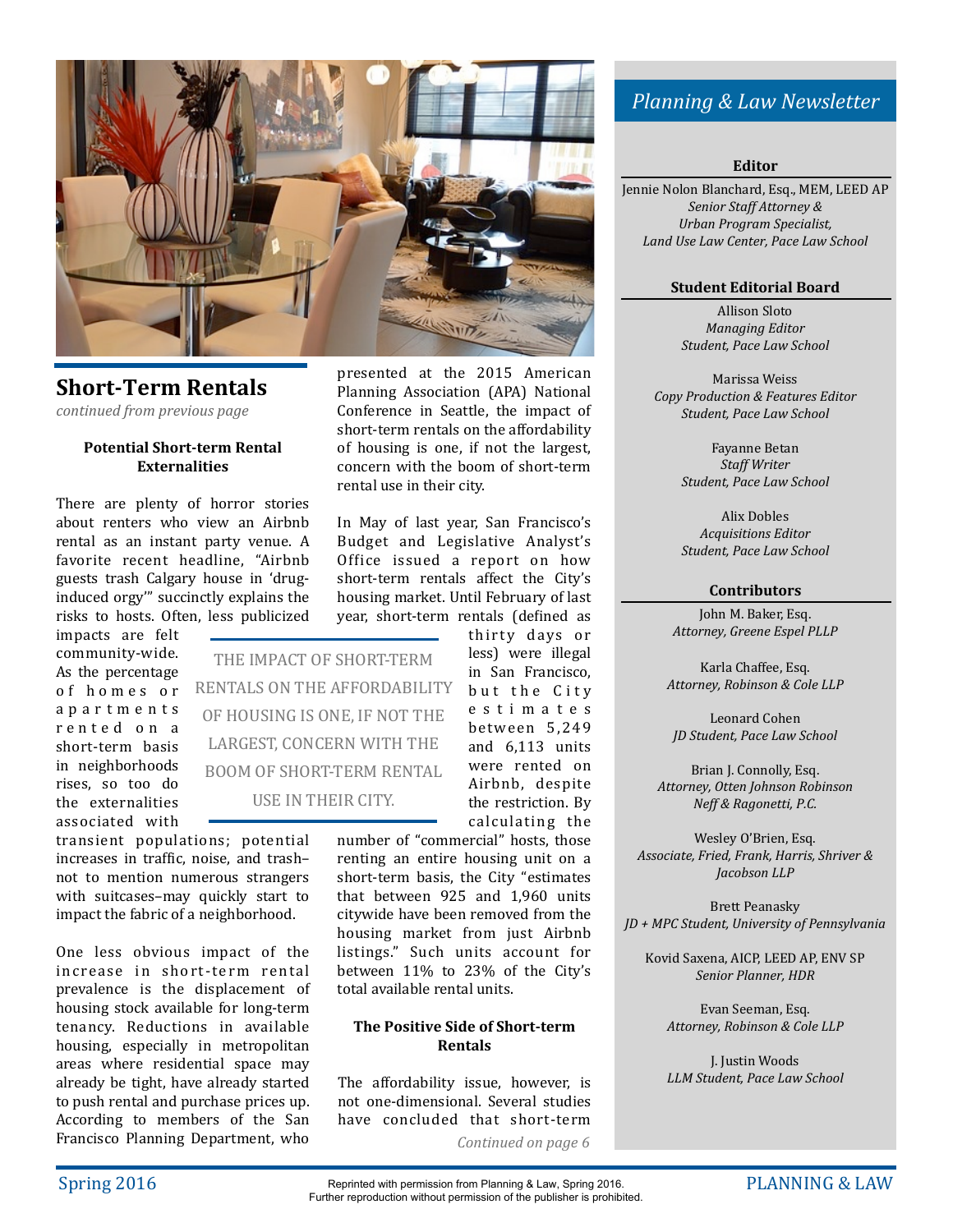## Short-Term Rentals

*continued from previous page*

### Potential Short-term Rental Externalities

There are plenty of horror stories about renters who view an Airbnb rental as an instant party venue. A favorite recent headline, "Airbnb guests trash Calgary house in 'drug-induced orgy'" succinctly explains the risks to hosts. Often, less publicized impacts are felt community-wide. As the percentage of homes or apartments rented on a short-term basis in neighborhoods rises, so too do the externalities associated with transient populations; potential increases in traffic, noise, and trash–not to mention numerous strangers with suitcases–may quickly start to impact the fabric of a neighborhood.

One less obvious impact of the increase in short-term rental prevalence is the displacement of housing stock available for long-term tenancy. Reductions in available housing, especially in metropolitan areas where residential space may already be tight, have already started to push rental and purchase prices up. According to members of the San Francisco Planning Department, who presented at the 2015 American Planning Association (APA) National Conference in Seattle, the impact of short-term rentals on the affordability of housing is one, if not the largest, concern with the boom of short-term rental use in their city.

> THE IMPACT OF SHORT-TERM RENTALS ON THE AFFORDABILITY OF HOUSING IS ONE, IF NOT THE LARGEST, CONCERN WITH THE BOOM OF SHORT-TERM RENTAL USE IN THEIR CITY.

In May of last year, San Francisco's Budget and Legislative Analyst's Office issued a report on how short-term rentals affect the City's housing market. Until February of last year, short-term rentals (defined as thirty days or less) were illegal in San Francisco, but the City estimates between 5,249 and 6,113 units were rented on Airbnb, despite the restriction. By calculating the number of "commercial" hosts, those renting an entire housing unit on a short-term basis, the City "estimates that between 925 and 1,960 units citywide have been removed from the housing market from just Airbnb listings." Such units account for between 11% to 23% of the City's total available rental units.

### The Positive Side of Short-term Rentals

The affordability issue, however, is not one-dimensional. Several studies have concluded that short-term

*Continued on page 6*

## *Planning & Law Newsletter*

**Editor**

Jennie Nolon Blanchard, Esq., MEM, LEED AP
*Senior Staff Attorney & Urban Program Specialist, Land Use Law Center, Pace Law School*

**Student Editorial Board**

Allison Sloto
*Managing Editor*
*Student, Pace Law School*

Marissa Weiss
*Copy Production & Features Editor*
*Student, Pace Law School*

Fayanne Betan
*Staff Writer*
*Student, Pace Law School*

Alix Dobles
*Acquisitions Editor*
*Student, Pace Law School*

**Contributors**

John M. Baker, Esq.
*Attorney, Greene Espel PLLP*

Karla Chaffee, Esq.
*Attorney, Robinson & Cole LLP*

Leonard Cohen
*JD Student, Pace Law School*

Brian J. Connolly, Esq.
*Attorney, Otten Johnson Robinson Neff & Ragonetti, P.C.*

Wesley O'Brien, Esq.
*Associate, Fried, Frank, Harris, Shriver & Jacobson LLP*

Brett Peanasky
*JD + MPC Student, University of Pennsylvania*

Kovid Saxena, AICP, LEED AP, ENV SP
*Senior Planner, HDR*

Evan Seeman, Esq.
*Attorney, Robinson & Cole LLP*

J. Justin Woods
*LLM Student, Pace Law School*

Reprinted with permission from Planning & Law, Spring 2016.
Further reproduction without permission of the publisher is prohibited.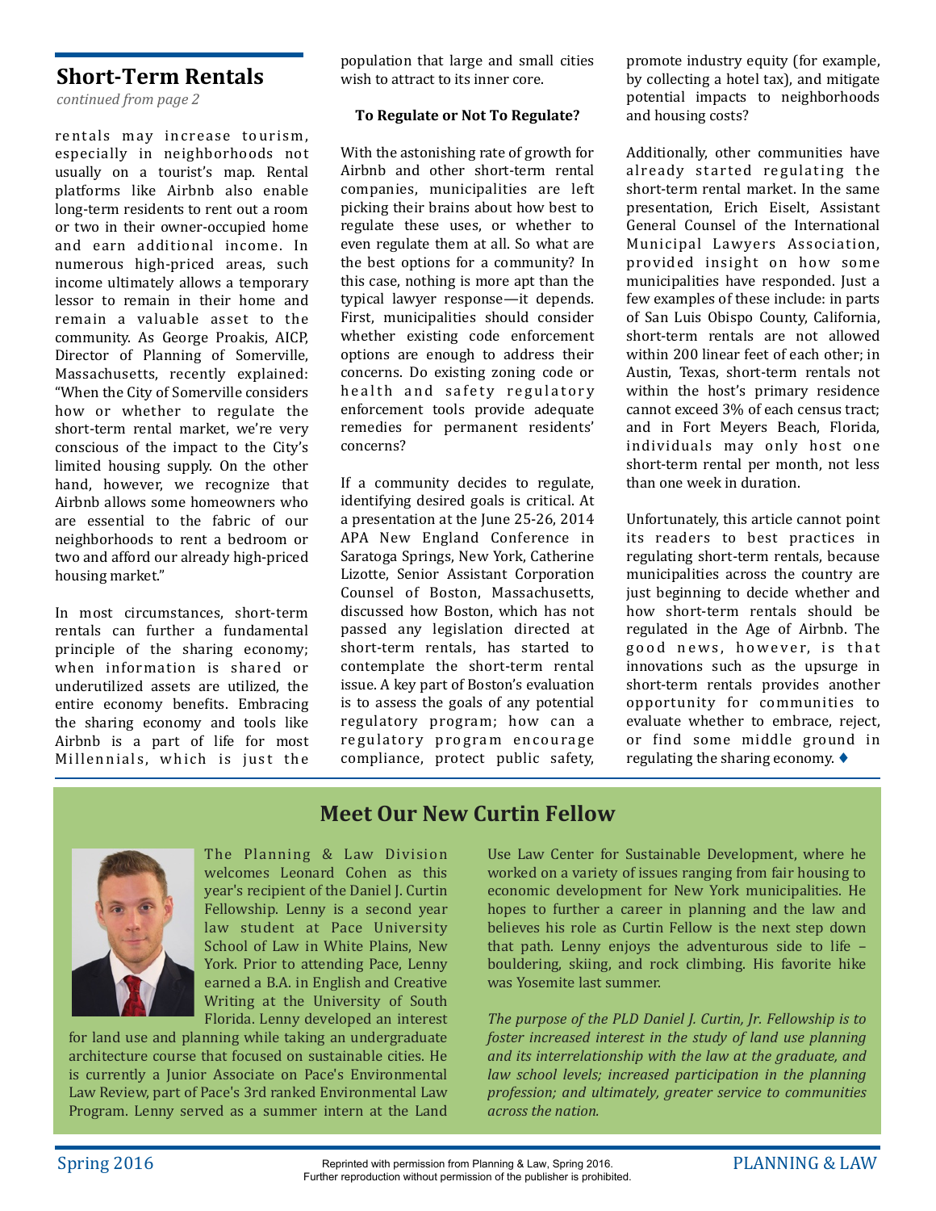## Short-Term Rentals

*continued from page 2*

rentals may increase tourism, especially in neighborhoods not usually on a tourist's map. Rental platforms like Airbnb also enable long-term residents to rent out a room or two in their owner-occupied home and earn additional income. In numerous high-priced areas, such income ultimately allows a temporary lessor to remain in their home and remain a valuable asset to the community. As George Proakis, AICP, Director of Planning of Somerville, Massachusetts, recently explained: "When the City of Somerville considers how or whether to regulate the short-term rental market, we're very conscious of the impact to the City's limited housing supply. On the other hand, however, we recognize that Airbnb allows some homeowners who are essential to the fabric of our neighborhoods to rent a bedroom or two and afford our already high-priced housing market."

In most circumstances, short-term rentals can further a fundamental principle of the sharing economy; when information is shared or underutilized assets are utilized, the entire economy benefits. Embracing the sharing economy and tools like Airbnb is a part of life for most Millennials, which is just the population that large and small cities wish to attract to its inner core.

**To Regulate or Not To Regulate?**

With the astonishing rate of growth for Airbnb and other short-term rental companies, municipalities are left picking their brains about how best to regulate these uses, or whether to even regulate them at all. So what are the best options for a community? In this case, nothing is more apt than the typical lawyer response—it depends. First, municipalities should consider whether existing code enforcement options are enough to address their concerns. Do existing zoning code or health and safety regulatory enforcement tools provide adequate remedies for permanent residents' concerns?

If a community decides to regulate, identifying desired goals is critical. At a presentation at the June 25-26, 2014 APA New England Conference in Saratoga Springs, New York, Catherine Lizotte, Senior Assistant Corporation Counsel of Boston, Massachusetts, discussed how Boston, which has not passed any legislation directed at short-term rentals, has started to contemplate the short-term rental issue. A key part of Boston's evaluation is to assess the goals of any potential regulatory program; how can a regulatory program encourage compliance, protect public safety, promote industry equity (for example, by collecting a hotel tax), and mitigate potential impacts to neighborhoods and housing costs?

Additionally, other communities have already started regulating the short-term rental market. In the same presentation, Erich Eiselt, Assistant General Counsel of the International Municipal Lawyers Association, provided insight on how some municipalities have responded. Just a few examples of these include: in parts of San Luis Obispo County, California, short-term rentals are not allowed within 200 linear feet of each other; in Austin, Texas, short-term rentals not within the host's primary residence cannot exceed 3% of each census tract; and in Fort Meyers Beach, Florida, individuals may only host one short-term rental per month, not less than one week in duration.

Unfortunately, this article cannot point its readers to best practices in regulating short-term rentals, because municipalities across the country are just beginning to decide whether and how short-term rentals should be regulated in the Age of Airbnb. The good news, however, is that innovations such as the upsurge in short-term rentals provides another opportunity for communities to evaluate whether to embrace, reject, or find some middle ground in regulating the sharing economy. ♦

## Meet Our New Curtin Fellow

The Planning & Law Division welcomes Leonard Cohen as this year's recipient of the Daniel J. Curtin Fellowship. Lenny is a second year law student at Pace University School of Law in White Plains, New York. Prior to attending Pace, Lenny earned a B.A. in English and Creative Writing at the University of South Florida. Lenny developed an interest for land use and planning while taking an undergraduate architecture course that focused on sustainable cities. He is currently a Junior Associate on Pace's Environmental Law Review, part of Pace's 3rd ranked Environmental Law Program. Lenny served as a summer intern at the Land Use Law Center for Sustainable Development, where he worked on a variety of issues ranging from fair housing to economic development for New York municipalities. He hopes to further a career in planning and the law and believes his role as Curtin Fellow is the next step down that path. Lenny enjoys the adventurous side to life – bouldering, skiing, and rock climbing. His favorite hike was Yosemite last summer.

*The purpose of the PLD Daniel J. Curtin, Jr. Fellowship is to foster increased interest in the study of land use planning and its interrelationship with the law at the graduate, and law school levels; increased participation in the planning profession; and ultimately, greater service to communities across the nation.*

Reprinted with permission from Planning & Law, Spring 2016.
Further reproduction without permission of the publisher is prohibited.